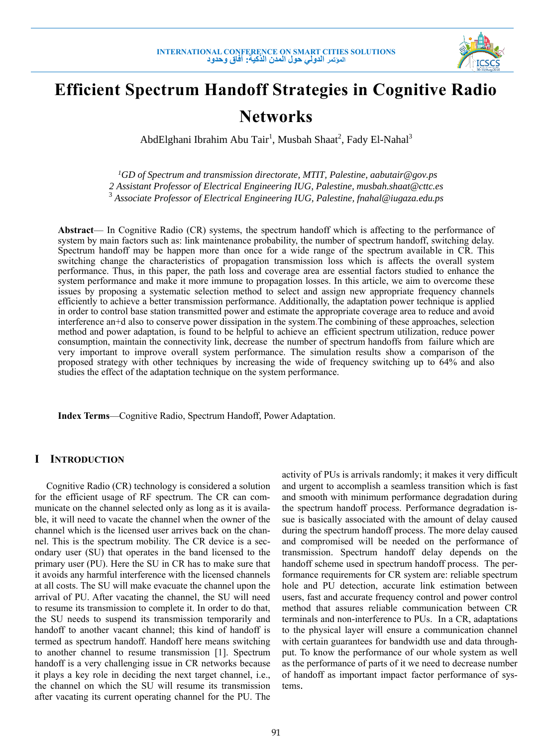# Efficient Spectrum Handoff Strategies in Cognitive Radio Networks

AbdElghani Ibrahim Abu Tair[1], Musbah Shaat[2], Fady El-Nahal[3]

*[1]GD of Spectrum and transmission directorate, MTIT, Palestine, aabutair@gov.ps*
*2 Assistant Professor of Electrical Engineering IUG, Palestine, musbah.shaat@cttc.es*
*[3] Associate Professor of Electrical Engineering IUG, Palestine, fnahal@iugaza.edu.ps*

**Abstract**— In Cognitive Radio (CR) systems, the spectrum handoff which is affecting to the performance of system by main factors such as: link maintenance probability, the number of spectrum handoff, switching delay. Spectrum handoff may be happen more than once for a wide range of the spectrum available in CR. This switching change the characteristics of propagation transmission loss which is affects the overall system performance. Thus, in this paper, the path loss and coverage area are essential factors studied to enhance the system performance and make it more immune to propagation losses. In this article, we aim to overcome these issues by proposing a systematic selection method to select and assign new appropriate frequency channels efficiently to achieve a better transmission performance. Additionally, the adaptation power technique is applied in order to control base station transmitted power and estimate the appropriate coverage area to reduce and avoid interference an+d also to conserve power dissipation in the system.The combining of these approaches, selection method and power adaptation, is found to be helpful to achieve an efficient spectrum utilization, reduce power consumption, maintain the connectivity link, decrease the number of spectrum handoffs from failure which are very important to improve overall system performance. The simulation results show a comparison of the proposed strategy with other techniques by increasing the wide of frequency switching up to 64% and also studies the effect of the adaptation technique on the system performance.

**Index Terms**—Cognitive Radio, Spectrum Handoff, Power Adaptation.

## I INTRODUCTION

Cognitive Radio (CR) technology is considered a solution for the efficient usage of RF spectrum. The CR can communicate on the channel selected only as long as it is available, it will need to vacate the channel when the owner of the channel which is the licensed user arrives back on the channel. This is the spectrum mobility. The CR device is a secondary user (SU) that operates in the band licensed to the primary user (PU). Here the SU in CR has to make sure that it avoids any harmful interference with the licensed channels at all costs. The SU will make evacuate the channel upon the arrival of PU. After vacating the channel, the SU will need to resume its transmission to complete it. In order to do that, the SU needs to suspend its transmission temporarily and handoff to another vacant channel; this kind of handoff is termed as spectrum handoff. Handoff here means switching to another channel to resume transmission [1]. Spectrum handoff is a very challenging issue in CR networks because it plays a key role in deciding the next target channel, i.e., the channel on which the SU will resume its transmission after vacating its current operating channel for the PU. The activity of PUs is arrivals randomly; it makes it very difficult and urgent to accomplish a seamless transition which is fast and smooth with minimum performance degradation during the spectrum handoff process. Performance degradation issue is basically associated with the amount of delay caused during the spectrum handoff process. The more delay caused and compromised will be needed on the performance of transmission. Spectrum handoff delay depends on the handoff scheme used in spectrum handoff process. The performance requirements for CR system are: reliable spectrum hole and PU detection, accurate link estimation between users, fast and accurate frequency control and power control method that assures reliable communication between CR terminals and non-interference to PUs. In a CR, adaptations to the physical layer will ensure a communication channel with certain guarantees for bandwidth use and data throughput. To know the performance of our whole system as well as the performance of parts of it we need to decrease number of handoff as important impact factor performance of systems.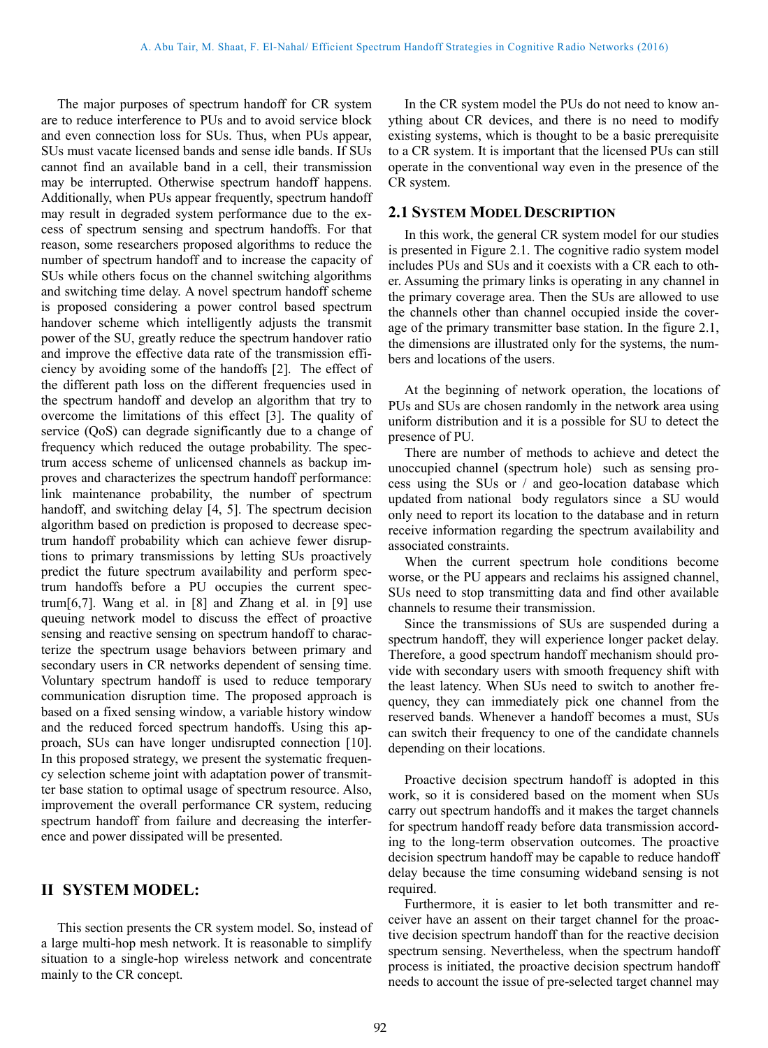The major purposes of spectrum handoff for CR system are to reduce interference to PUs and to avoid service block and even connection loss for SUs. Thus, when PUs appear, SUs must vacate licensed bands and sense idle bands. If SUs cannot find an available band in a cell, their transmission may be interrupted. Otherwise spectrum handoff happens. Additionally, when PUs appear frequently, spectrum handoff may result in degraded system performance due to the excess of spectrum sensing and spectrum handoffs. For that reason, some researchers proposed algorithms to reduce the number of spectrum handoff and to increase the capacity of SUs while others focus on the channel switching algorithms and switching time delay. A novel spectrum handoff scheme is proposed considering a power control based spectrum handover scheme which intelligently adjusts the transmit power of the SU, greatly reduce the spectrum handover ratio and improve the effective data rate of the transmission efficiency by avoiding some of the handoffs [2]. The effect of the different path loss on the different frequencies used in the spectrum handoff and develop an algorithm that try to overcome the limitations of this effect [3]. The quality of service (QoS) can degrade significantly due to a change of frequency which reduced the outage probability. The spectrum access scheme of unlicensed channels as backup improves and characterizes the spectrum handoff performance: link maintenance probability, the number of spectrum handoff, and switching delay [4, 5]. The spectrum decision algorithm based on prediction is proposed to decrease spectrum handoff probability which can achieve fewer disruptions to primary transmissions by letting SUs proactively predict the future spectrum availability and perform spectrum handoffs before a PU occupies the current spectrum[6,7]. Wang et al. in [8] and Zhang et al. in [9] use queuing network model to discuss the effect of proactive sensing and reactive sensing on spectrum handoff to characterize the spectrum usage behaviors between primary and secondary users in CR networks dependent of sensing time. Voluntary spectrum handoff is used to reduce temporary communication disruption time. The proposed approach is based on a fixed sensing window, a variable history window and the reduced forced spectrum handoffs. Using this approach, SUs can have longer undisrupted connection [10]. In this proposed strategy, we present the systematic frequency selection scheme joint with adaptation power of transmitter base station to optimal usage of spectrum resource. Also, improvement the overall performance CR system, reducing spectrum handoff from failure and decreasing the interference and power dissipated will be presented.

## II SYSTEM MODEL:

This section presents the CR system model. So, instead of a large multi-hop mesh network. It is reasonable to simplify situation to a single-hop wireless network and concentrate mainly to the CR concept.

In the CR system model the PUs do not need to know anything about CR devices, and there is no need to modify existing systems, which is thought to be a basic prerequisite to a CR system. It is important that the licensed PUs can still operate in the conventional way even in the presence of the CR system.

### 2.1 System Model Description

In this work, the general CR system model for our studies is presented in Figure 2.1. The cognitive radio system model includes PUs and SUs and it coexists with a CR each to other. Assuming the primary links is operating in any channel in the primary coverage area. Then the SUs are allowed to use the channels other than channel occupied inside the coverage of the primary transmitter base station. In the figure 2.1, the dimensions are illustrated only for the systems, the numbers and locations of the users.

At the beginning of network operation, the locations of PUs and SUs are chosen randomly in the network area using uniform distribution and it is a possible for SU to detect the presence of PU.

There are number of methods to achieve and detect the unoccupied channel (spectrum hole) such as sensing process using the SUs or / and geo-location database which updated from national body regulators since a SU would only need to report its location to the database and in return receive information regarding the spectrum availability and associated constraints.

When the current spectrum hole conditions become worse, or the PU appears and reclaims his assigned channel, SUs need to stop transmitting data and find other available channels to resume their transmission.

Since the transmissions of SUs are suspended during a spectrum handoff, they will experience longer packet delay. Therefore, a good spectrum handoff mechanism should provide with secondary users with smooth frequency shift with the least latency. When SUs need to switch to another frequency, they can immediately pick one channel from the reserved bands. Whenever a handoff becomes a must, SUs can switch their frequency to one of the candidate channels depending on their locations.

Proactive decision spectrum handoff is adopted in this work, so it is considered based on the moment when SUs carry out spectrum handoffs and it makes the target channels for spectrum handoff ready before data transmission according to the long-term observation outcomes. The proactive decision spectrum handoff may be capable to reduce handoff delay because the time consuming wideband sensing is not required.

Furthermore, it is easier to let both transmitter and receiver have an assent on their target channel for the proactive decision spectrum handoff than for the reactive decision spectrum sensing. Nevertheless, when the spectrum handoff process is initiated, the proactive decision spectrum handoff needs to account the issue of pre-selected target channel may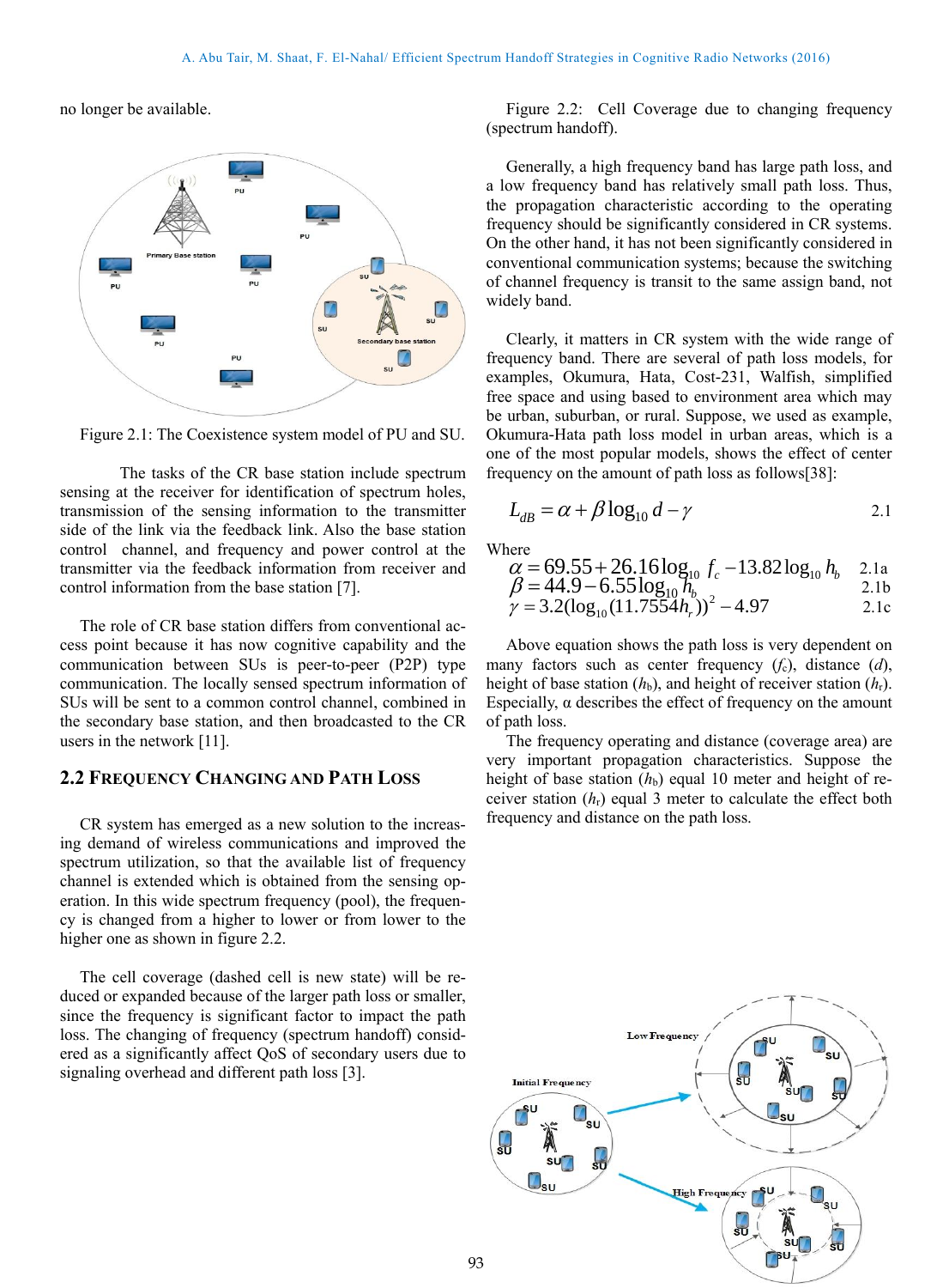no longer be available.

Figure 2.1: The Coexistence system model of PU and SU.

The tasks of the CR base station include spectrum sensing at the receiver for identification of spectrum holes, transmission of the sensing information to the transmitter side of the link via the feedback link. Also the base station control channel, and frequency and power control at the transmitter via the feedback information from receiver and control information from the base station [7].

The role of CR base station differs from conventional access point because it has now cognitive capability and the communication between SUs is peer-to-peer (P2P) type communication. The locally sensed spectrum information of SUs will be sent to a common control channel, combined in the secondary base station, and then broadcasted to the CR users in the network [11].

## 2.2 Frequency Changing and Path Loss

CR system has emerged as a new solution to the increasing demand of wireless communications and improved the spectrum utilization, so that the available list of frequency channel is extended which is obtained from the sensing operation. In this wide spectrum frequency (pool), the frequency is changed from a higher to lower or from lower to the higher one as shown in figure 2.2.

The cell coverage (dashed cell is new state) will be reduced or expanded because of the larger path loss or smaller, since the frequency is significant factor to impact the path loss. The changing of frequency (spectrum handoff) considered as a significantly affect QoS of secondary users due to signaling overhead and different path loss [3].

Figure 2.2: Cell Coverage due to changing frequency (spectrum handoff).

Generally, a high frequency band has large path loss, and a low frequency band has relatively small path loss. Thus, the propagation characteristic according to the operating frequency should be significantly considered in CR systems. On the other hand, it has not been significantly considered in conventional communication systems; because the switching of channel frequency is transit to the same assign band, not widely band.

Clearly, it matters in CR system with the wide range of frequency band. There are several of path loss models, for examples, Okumura, Hata, Cost-231, Walfish, simplified free space and using based to environment area which may be urban, suburban, or rural. Suppose, we used as example, Okumura-Hata path loss model in urban areas, which is a one of the most popular models, shows the effect of center frequency on the amount of path loss as follows[38]:

$$L_{dB} = \alpha + \beta \log_{10} d - \gamma \quad 2.1$$

Where

$$\alpha = 69.55 + 26.16 \log_{10} f_c - 13.82 \log_{10} h_b \quad 2.1a$$

$$\beta = 44.9 - 6.55 \log_{10} h_b \quad 2.1b$$

$$\gamma = 3.2(\log_{10}(11.7554 h_r))^2 - 4.97 \quad 2.1c$$

Above equation shows the path loss is very dependent on many factors such as center frequency ($f_c$), distance ($d$), height of base station ($h_b$), and height of receiver station ($h_r$). Especially, α describes the effect of frequency on the amount of path loss.

The frequency operating and distance (coverage area) are very important propagation characteristics. Suppose the height of base station ($h_b$) equal 10 meter and height of receiver station ($h_r$) equal 3 meter to calculate the effect both frequency and distance on the path loss.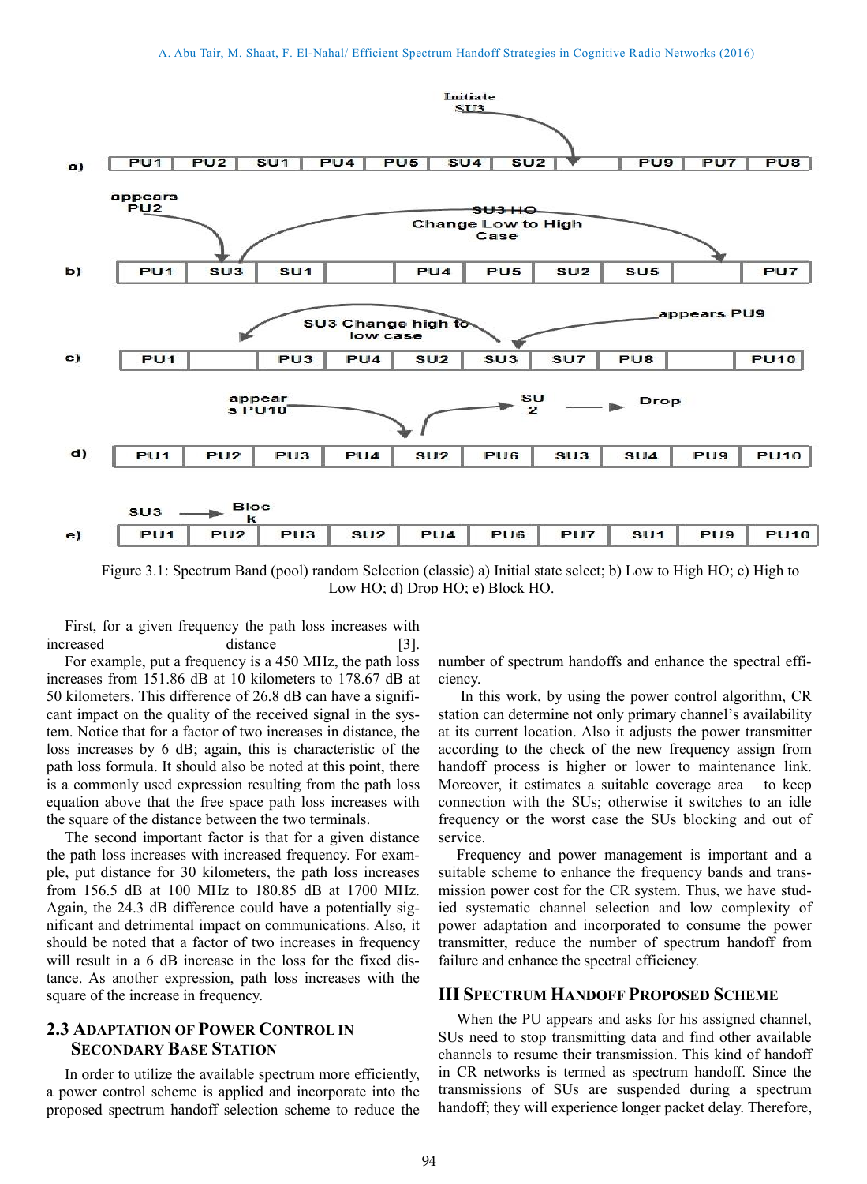Figure 3.1: Spectrum Band (pool) random Selection (classic) a) Initial state select; b) Low to High HO; c) High to Low HO; d) Drop HO; e) Block HO.

First, for a given frequency the path loss increases with increased distance [3].

For example, put a frequency is a 450 MHz, the path loss increases from 151.86 dB at 10 kilometers to 178.67 dB at 50 kilometers. This difference of 26.8 dB can have a significant impact on the quality of the received signal in the system. Notice that for a factor of two increases in distance, the loss increases by 6 dB; again, this is characteristic of the path loss formula. It should also be noted at this point, there is a commonly used expression resulting from the path loss equation above that the free space path loss increases with the square of the distance between the two terminals.

The second important factor is that for a given distance the path loss increases with increased frequency. For example, put distance for 30 kilometers, the path loss increases from 156.5 dB at 100 MHz to 180.85 dB at 1700 MHz. Again, the 24.3 dB difference could have a potentially significant and detrimental impact on communications. Also, it should be noted that a factor of two increases in frequency will result in a 6 dB increase in the loss for the fixed distance. As another expression, path loss increases with the square of the increase in frequency.

## 2.3 Adaptation of Power Control in Secondary Base Station

In order to utilize the available spectrum more efficiently, a power control scheme is applied and incorporate into the proposed spectrum handoff selection scheme to reduce the number of spectrum handoffs and enhance the spectral efficiency.

In this work, by using the power control algorithm, CR station can determine not only primary channel's availability at its current location. Also it adjusts the power transmitter according to the check of the new frequency assign from handoff process is higher or lower to maintenance link. Moreover, it estimates a suitable coverage area to keep connection with the SUs; otherwise it switches to an idle frequency or the worst case the SUs blocking and out of service.

Frequency and power management is important and a suitable scheme to enhance the frequency bands and transmission power cost for the CR system. Thus, we have studied systematic channel selection and low complexity of power adaptation and incorporated to consume the power transmitter, reduce the number of spectrum handoff from failure and enhance the spectral efficiency.

## III Spectrum Handoff Proposed Scheme

When the PU appears and asks for his assigned channel, SUs need to stop transmitting data and find other available channels to resume their transmission. This kind of handoff in CR networks is termed as spectrum handoff. Since the transmissions of SUs are suspended during a spectrum handoff; they will experience longer packet delay. Therefore,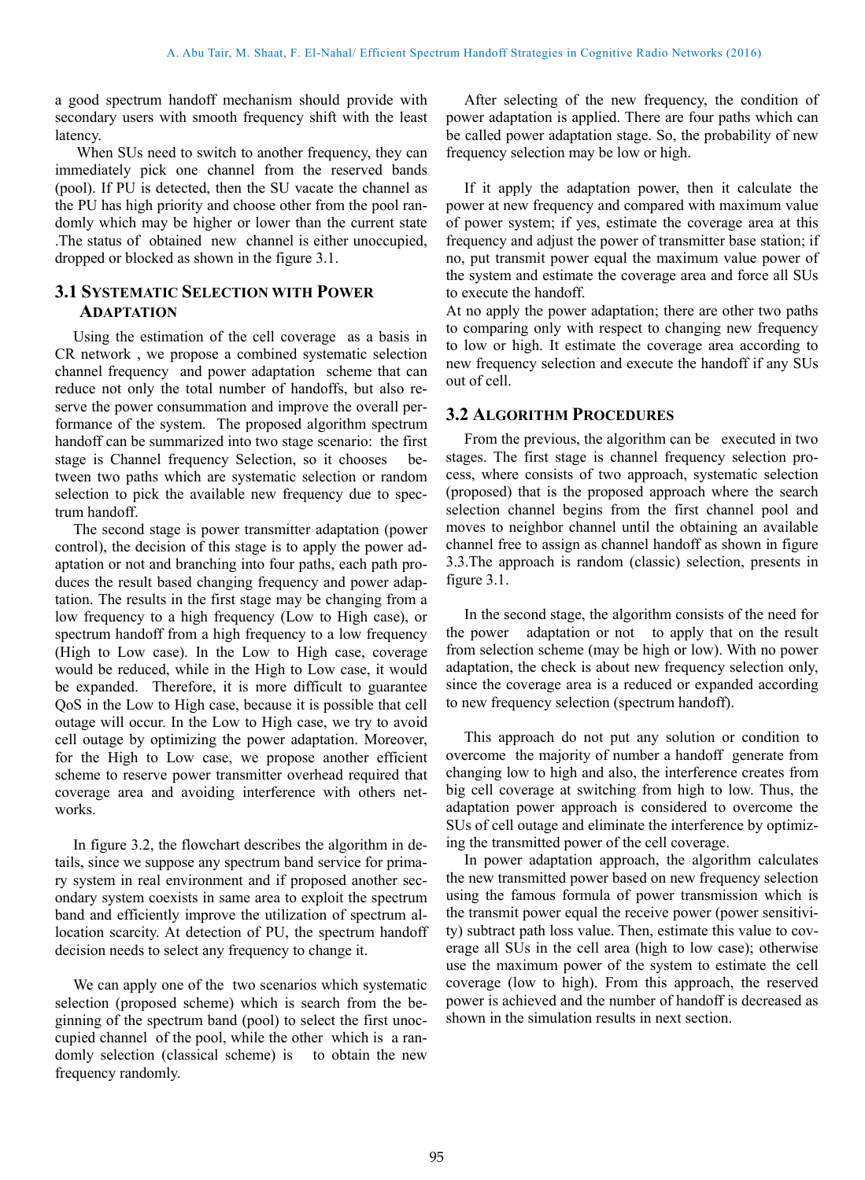a good spectrum handoff mechanism should provide with secondary users with smooth frequency shift with the least latency.

When SUs need to switch to another frequency, they can immediately pick one channel from the reserved bands (pool). If PU is detected, then the SU vacate the channel as the PU has high priority and choose other from the pool randomly which may be higher or lower than the current state .The status of obtained new channel is either unoccupied, dropped or blocked as shown in the figure 3.1.

## 3.1 Systematic Selection with Power Adaptation

Using the estimation of the cell coverage as a basis in CR network , we propose a combined systematic selection channel frequency and power adaptation scheme that can reduce not only the total number of handoffs, but also reserve the power consummation and improve the overall performance of the system. The proposed algorithm spectrum handoff can be summarized into two stage scenario: the first stage is Channel frequency Selection, so it chooses between two paths which are systematic selection or random selection to pick the available new frequency due to spectrum handoff.

The second stage is power transmitter adaptation (power control), the decision of this stage is to apply the power adaptation or not and branching into four paths, each path produces the result based changing frequency and power adaptation. The results in the first stage may be changing from a low frequency to a high frequency (Low to High case), or spectrum handoff from a high frequency to a low frequency (High to Low case). In the Low to High case, coverage would be reduced, while in the High to Low case, it would be expanded. Therefore, it is more difficult to guarantee QoS in the Low to High case, because it is possible that cell outage will occur. In the Low to High case, we try to avoid cell outage by optimizing the power adaptation. Moreover, for the High to Low case, we propose another efficient scheme to reserve power transmitter overhead required that coverage area and avoiding interference with others networks.

In figure 3.2, the flowchart describes the algorithm in details, since we suppose any spectrum band service for primary system in real environment and if proposed another secondary system coexists in same area to exploit the spectrum band and efficiently improve the utilization of spectrum allocation scarcity. At detection of PU, the spectrum handoff decision needs to select any frequency to change it.

We can apply one of the two scenarios which systematic selection (proposed scheme) which is search from the beginning of the spectrum band (pool) to select the first unoccupied channel of the pool, while the other which is a randomly selection (classical scheme) is to obtain the new frequency randomly.

After selecting of the new frequency, the condition of power adaptation is applied. There are four paths which can be called power adaptation stage. So, the probability of new frequency selection may be low or high.

If it apply the adaptation power, then it calculate the power at new frequency and compared with maximum value of power system; if yes, estimate the coverage area at this frequency and adjust the power of transmitter base station; if no, put transmit power equal the maximum value power of the system and estimate the coverage area and force all SUs to execute the handoff.

At no apply the power adaptation; there are other two paths to comparing only with respect to changing new frequency to low or high. It estimate the coverage area according to new frequency selection and execute the handoff if any SUs out of cell.

## 3.2 Algorithm Procedures

From the previous, the algorithm can be executed in two stages. The first stage is channel frequency selection process, where consists of two approach, systematic selection (proposed) that is the proposed approach where the search selection channel begins from the first channel pool and moves to neighbor channel until the obtaining an available channel free to assign as channel handoff as shown in figure 3.3.The approach is random (classic) selection, presents in figure 3.1.

In the second stage, the algorithm consists of the need for the power adaptation or not to apply that on the result from selection scheme (may be high or low). With no power adaptation, the check is about new frequency selection only, since the coverage area is a reduced or expanded according to new frequency selection (spectrum handoff).

This approach do not put any solution or condition to overcome the majority of number a handoff generate from changing low to high and also, the interference creates from big cell coverage at switching from high to low. Thus, the adaptation power approach is considered to overcome the SUs of cell outage and eliminate the interference by optimizing the transmitted power of the cell coverage.

In power adaptation approach, the algorithm calculates the new transmitted power based on new frequency selection using the famous formula of power transmission which is the transmit power equal the receive power (power sensitivity) subtract path loss value. Then, estimate this value to cover all SUs in the cell area (high to low case); otherwise use the maximum power of the system to estimate the cell coverage (low to high). From this approach, the reserved power is achieved and the number of handoff is decreased as shown in the simulation results in next section.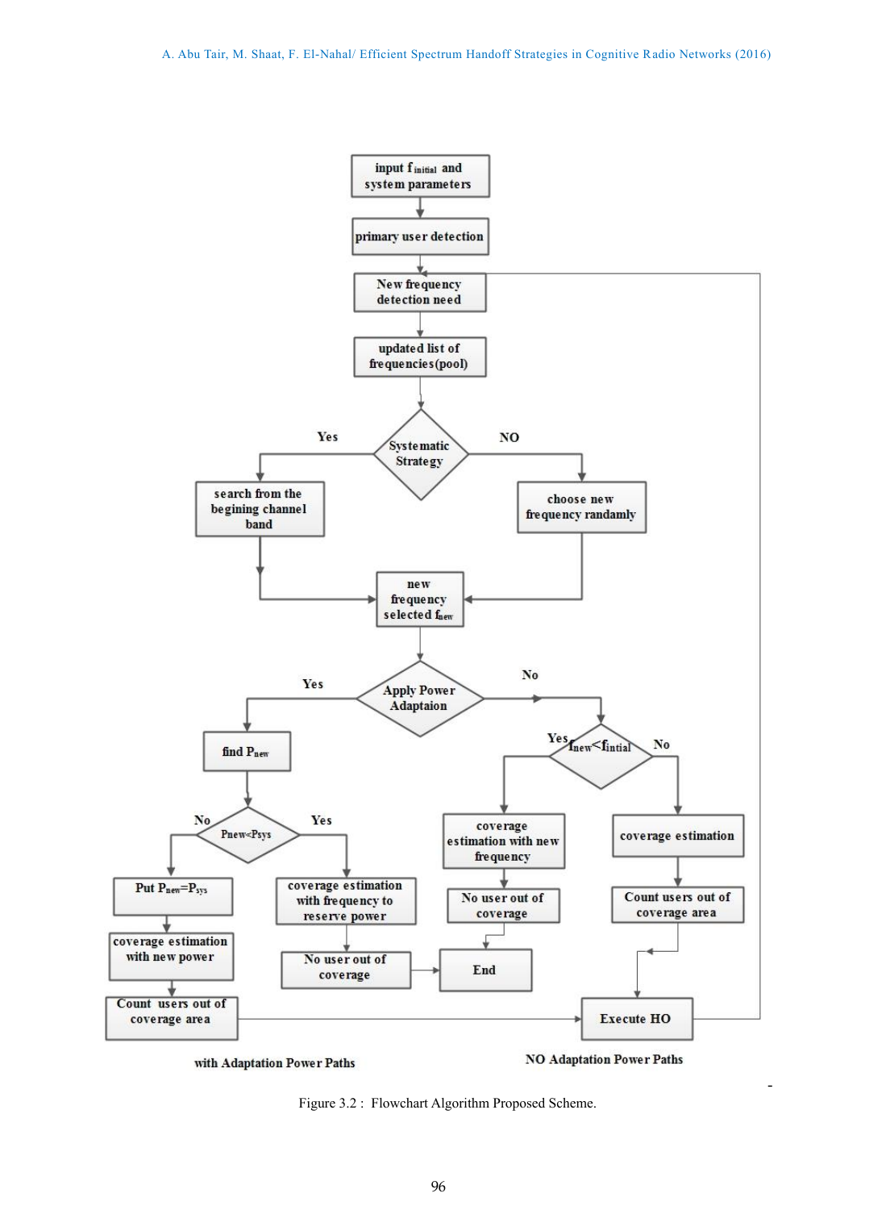Figure 3.2 : Flowchart Algorithm Proposed Scheme.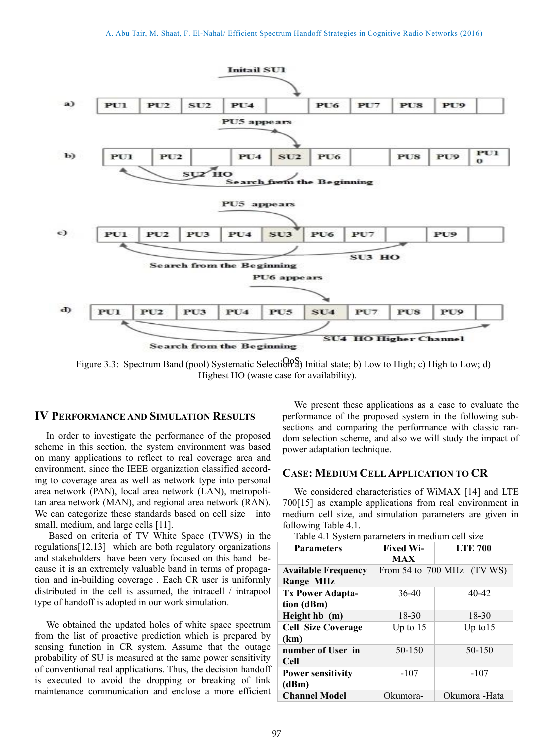Figure 3.3: Spectrum Band (pool) Systematic Selection QoS a) Initial state; b) Low to High; c) High to Low; d) Highest HO (waste case for availability).

## IV Performance and Simulation Results

In order to investigate the performance of the proposed scheme in this section, the system environment was based on many applications to reflect to real coverage area and environment, since the IEEE organization classified according to coverage area as well as network type into personal area network (PAN), local area network (LAN), metropolitan area network (MAN), and regional area network (RAN). We can categorize these standards based on cell size into small, medium, and large cells [11].

Based on criteria of TV White Space (TVWS) in the regulations[12,13] which are both regulatory organizations and stakeholders have been very focused on this band because it is an extremely valuable band in terms of propagation and in-building coverage . Each CR user is uniformly distributed in the cell is assumed, the intracell / intrapool type of handoff is adopted in our work simulation.

We obtained the updated holes of white space spectrum from the list of proactive prediction which is prepared by sensing function in CR system. Assume that the outage probability of SU is measured at the same power sensitivity of conventional real applications. Thus, the decision handoff is executed to avoid the dropping or breaking of link maintenance communication and enclose a more efficient

We present these applications as a case to evaluate the performance of the proposed system in the following subsections and comparing the performance with classic random selection scheme, and also we will study the impact of power adaptation technique.

### Case: Medium Cell Application to CR

We considered characteristics of WiMAX [14] and LTE 700[15] as example applications from real environment in medium cell size, and simulation parameters are given in following Table 4.1.

Table 4.1 System parameters in medium cell size

| Parameters | Fixed Wi-MAX | LTE 700 |
|---|---|---|
| Available Frequency Range MHz | From 54 to 700 MHz (TV WS) | |
| Tx Power Adaptation (dBm) | 36-40 | 40-42 |
| Height hb (m) | 18-30 | 18-30 |
| Cell Size Coverage (km) | Up to 15 | Up to15 |
| number of User in Cell | 50-150 | 50-150 |
| Power sensitivity (dBm) | -107 | -107 |
| Channel Model | Okumora- | Okumora -Hata |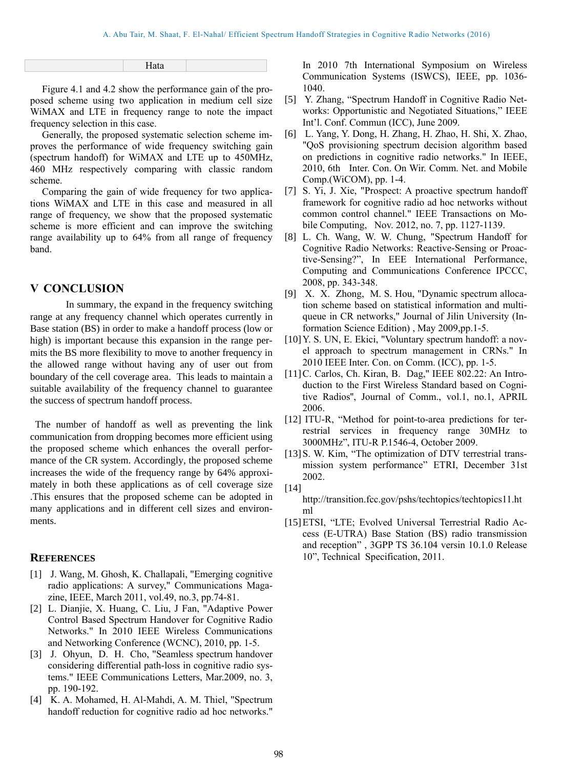|  | Hata |  |
|---|---|---|

Figure 4.1 and 4.2 show the performance gain of the proposed scheme using two application in medium cell size WiMAX and LTE in frequency range to note the impact frequency selection in this case.

Generally, the proposed systematic selection scheme improves the performance of wide frequency switching gain (spectrum handoff) for WiMAX and LTE up to 450MHz, 460 MHz respectively comparing with classic random scheme.

Comparing the gain of wide frequency for two applications WiMAX and LTE in this case and measured in all range of frequency, we show that the proposed systematic scheme is more efficient and can improve the switching range availability up to 64% from all range of frequency band.

## V CONCLUSION

In summary, the expand in the frequency switching range at any frequency channel which operates currently in Base station (BS) in order to make a handoff process (low or high) is important because this expansion in the range permits the BS more flexibility to move to another frequency in the allowed range without having any of user out from boundary of the cell coverage area. This leads to maintain a suitable availability of the frequency channel to guarantee the success of spectrum handoff process.

The number of handoff as well as preventing the link communication from dropping becomes more efficient using the proposed scheme which enhances the overall performance of the CR system. Accordingly, the proposed scheme increases the wide of the frequency range by 64% approximately in both these applications as of cell coverage size .This ensures that the proposed scheme can be adopted in many applications and in different cell sizes and environments.

## REFERENCES

[1] J. Wang, M. Ghosh, K. Challapali, "Emerging cognitive radio applications: A survey," Communications Magazine, IEEE, March 2011, vol.49, no.3, pp.74-81.

[2] L. Dianjie, X. Huang, C. Liu, J Fan, "Adaptive Power Control Based Spectrum Handover for Cognitive Radio Networks." In 2010 IEEE Wireless Communications and Networking Conference (WCNC), 2010, pp. 1-5.

[3] J. Ohyun, D. H. Cho, "Seamless spectrum handover considering differential path-loss in cognitive radio systems." IEEE Communications Letters, Mar.2009, no. 3, pp. 190-192.

[4] K. A. Mohamed, H. Al-Mahdi, A. M. Thiel, "Spectrum handoff reduction for cognitive radio ad hoc networks." In 2010 7th International Symposium on Wireless Communication Systems (ISWCS), IEEE, pp. 1036-1040.

[5] Y. Zhang, "Spectrum Handoff in Cognitive Radio Networks: Opportunistic and Negotiated Situations," IEEE Int'l. Conf. Commun (ICC), June 2009.

[6] L. Yang, Y. Dong, H. Zhang, H. Zhao, H. Shi, X. Zhao, "QoS provisioning spectrum decision algorithm based on predictions in cognitive radio networks." In IEEE, 2010, 6th Inter. Con. On Wir. Comm. Net. and Mobile Comp.(WiCOM), pp. 1-4.

[7] S. Yi, J. Xie, "Prospect: A proactive spectrum handoff framework for cognitive radio ad hoc networks without common control channel." IEEE Transactions on Mobile Computing, Nov. 2012, no. 7, pp. 1127-1139.

[8] L. Ch. Wang, W. W. Chung, "Spectrum Handoff for Cognitive Radio Networks: Reactive-Sensing or Proactive-Sensing?", In EEE International Performance, Computing and Communications Conference IPCCC, 2008, pp. 343-348.

[9] X. X. Zhong, M. S. Hou, "Dynamic spectrum allocation scheme based on statistical information and multi-queue in CR networks," Journal of Jilin University (Information Science Edition) , May 2009,pp.1-5.

[10] Y. S. UN, E. Ekici, "Voluntary spectrum handoff: a novel approach to spectrum management in CRNs." In 2010 IEEE Inter. Con. on Comm. (ICC), pp. 1-5.

[11] C. Carlos, Ch. Kiran, B. Dag," IEEE 802.22: An Introduction to the First Wireless Standard based on Cognitive Radios", Journal of Comm., vol.1, no.1, APRIL 2006.

[12] ITU-R, "Method for point-to-area predictions for terrestrial services in frequency range 30MHz to 3000MHz", ITU-R P.1546-4, October 2009.

[13] S. W. Kim, "The optimization of DTV terrestrial transmission system performance" ETRI, December 31st 2002.

[14] http://transition.fcc.gov/pshs/techtopics/techtopics11.html

[15] ETSI, "LTE; Evolved Universal Terrestrial Radio Access (E-UTRA) Base Station (BS) radio transmission and reception" , 3GPP TS 36.104 versin 10.1.0 Release 10", Technical Specification, 2011.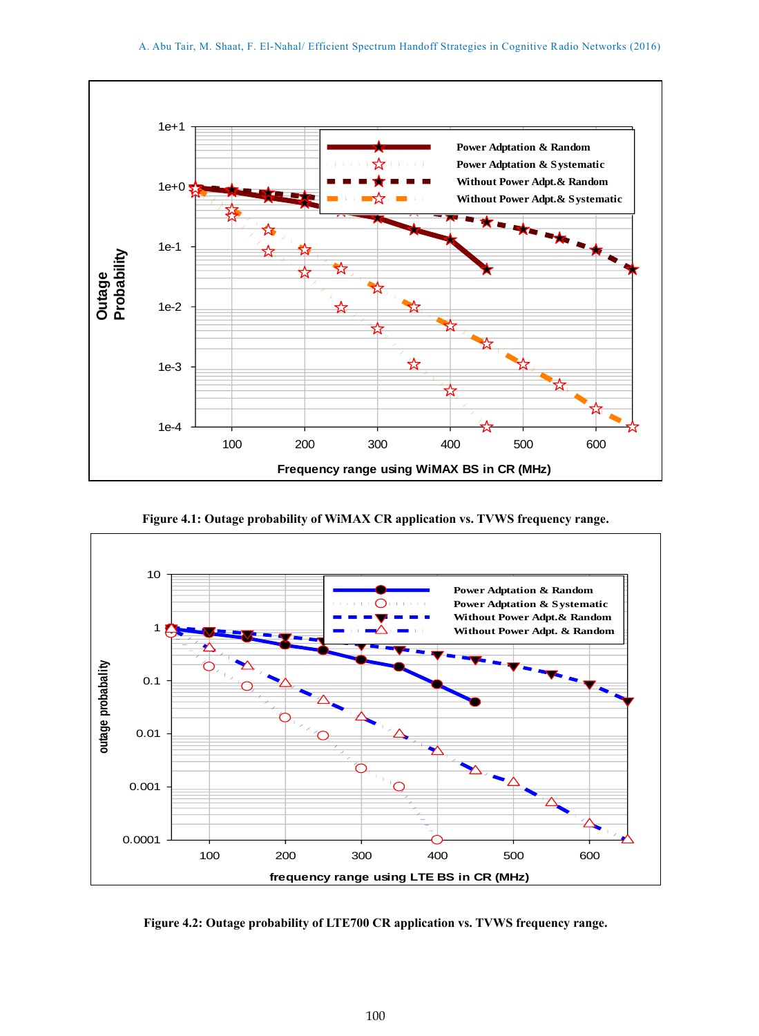1e+1

1e+0

1e-1

1e-2

1e-3

1e-4

Outage Probability

100 200 300 400 500 600

Frequency range using WiMAX BS in CR (MHz)

Power Adptation & Random

Power Adptation & Systematic

Without Power Adpt.& Random

Without Power Adpt.& Systematic

**Figure 4.1: Outage probability of WiMAX CR application vs. TVWS frequency range.**

10

1

0.1

0.01

0.001

0.0001

outage probabality

100 200 300 400 500 600

frequency range using LTE BS in CR (MHz)

Power Adptation & Random

Power Adptation & Systematic

Without Power Adpt.& Random

Without Power Adpt. & Random

**Figure 4.2: Outage probability of LTE700 CR application vs. TVWS frequency range.**